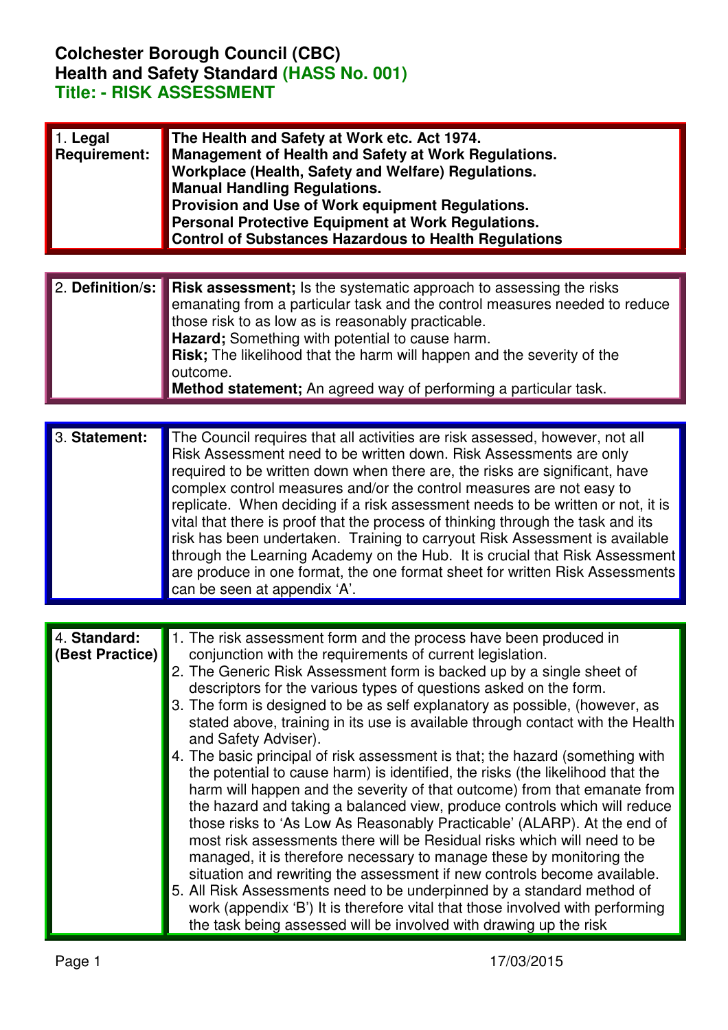# Colchester Borough Council (CBC)
# Health and Safety Standard (HASS No. 001)
## Title: - RISK ASSESSMENT

| | |
|---|---|
| 1. **Legal Requirement:** | **The Health and Safety at Work etc. Act 1974.**<br>**Management of Health and Safety at Work Regulations.**<br>**Workplace (Health, Safety and Welfare) Regulations.**<br>**Manual Handling Regulations.**<br>**Provision and Use of Work equipment Regulations.**<br>**Personal Protective Equipment at Work Regulations.**<br>**Control of Substances Hazardous to Health Regulations** |

| | |
|---|---|
| 2. **Definition/s:** | **Risk assessment;** Is the systematic approach to assessing the risks emanating from a particular task and the control measures needed to reduce those risk to as low as is reasonably practicable.<br>**Hazard;** Something with potential to cause harm.<br>**Risk;** The likelihood that the harm will happen and the severity of the outcome.<br>**Method statement;** An agreed way of performing a particular task. |

| | |
|---|---|
| 3. **Statement:** | The Council requires that all activities are risk assessed, however, not all Risk Assessment need to be written down. Risk Assessments are only required to be written down when there are, the risks are significant, have complex control measures and/or the control measures are not easy to replicate. When deciding if a risk assessment needs to be written or not, it is vital that there is proof that the process of thinking through the task and its risk has been undertaken. Training to carryout Risk Assessment is available through the Learning Academy on the Hub. It is crucial that Risk Assessment are produce in one format, the one format sheet for written Risk Assessments can be seen at appendix 'A'. |

| | |
|---|---|
| 4. **Standard: (Best Practice)** | 1. The risk assessment form and the process have been produced in conjunction with the requirements of current legislation.<br>2. The Generic Risk Assessment form is backed up by a single sheet of descriptors for the various types of questions asked on the form.<br>3. The form is designed to be as self explanatory as possible, (however, as stated above, training in its use is available through contact with the Health and Safety Adviser).<br>4. The basic principal of risk assessment is that; the hazard (something with the potential to cause harm) is identified, the risks (the likelihood that the harm will happen and the severity of that outcome) from that emanate from the hazard and taking a balanced view, produce controls which will reduce those risks to 'As Low As Reasonably Practicable' (ALARP). At the end of most risk assessments there will be Residual risks which will need to be managed, it is therefore necessary to manage these by monitoring the situation and rewriting the assessment if new controls become available.<br>5. All Risk Assessments need to be underpinned by a standard method of work (appendix 'B') It is therefore vital that those involved with performing the task being assessed will be involved with drawing up the risk |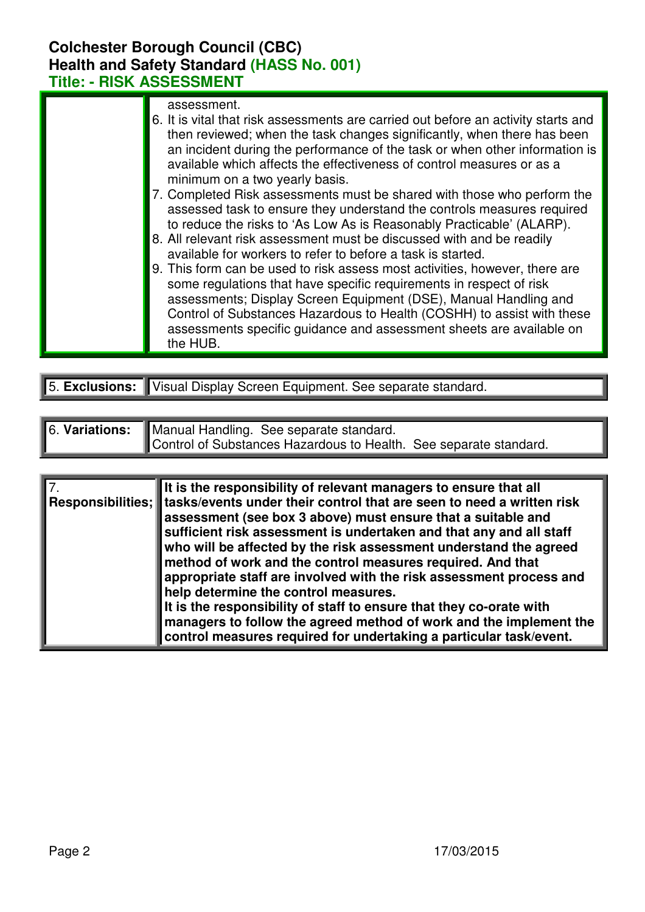| | |
|---|---|
| | assessment.<br>6. It is vital that risk assessments are carried out before an activity starts and then reviewed; when the task changes significantly, when there has been an incident during the performance of the task or when other information is available which affects the effectiveness of control measures or as a minimum on a two yearly basis.<br>7. Completed Risk assessments must be shared with those who perform the assessed task to ensure they understand the controls measures required to reduce the risks to 'As Low As is Reasonably Practicable' (ALARP).<br>8. All relevant risk assessment must be discussed with and be readily available for workers to refer to before a task is started.<br>9. This form can be used to risk assess most activities, however, there are some regulations that have specific requirements in respect of risk assessments; Display Screen Equipment (DSE), Manual Handling and Control of Substances Hazardous to Health (COSHH) to assist with these assessments specific guidance and assessment sheets are available on the HUB. |

| | |
|---|---|
| 5. **Exclusions:** | Visual Display Screen Equipment. See separate standard. |

| | |
|---|---|
| 6. **Variations:** | Manual Handling. See separate standard.<br>Control of Substances Hazardous to Health. See separate standard. |

| | |
|---|---|
| 7. **Responsibilities;** | **It is the responsibility of relevant managers to ensure that all tasks/events under their control that are seen to need a written risk assessment (see box 3 above) must ensure that a suitable and sufficient risk assessment is undertaken and that any and all staff who will be affected by the risk assessment understand the agreed method of work and the control measures required. And that appropriate staff are involved with the risk assessment process and help determine the control measures.**<br>**It is the responsibility of staff to ensure that they co-orate with managers to follow the agreed method of work and the implement the control measures required for undertaking a particular task/event.** |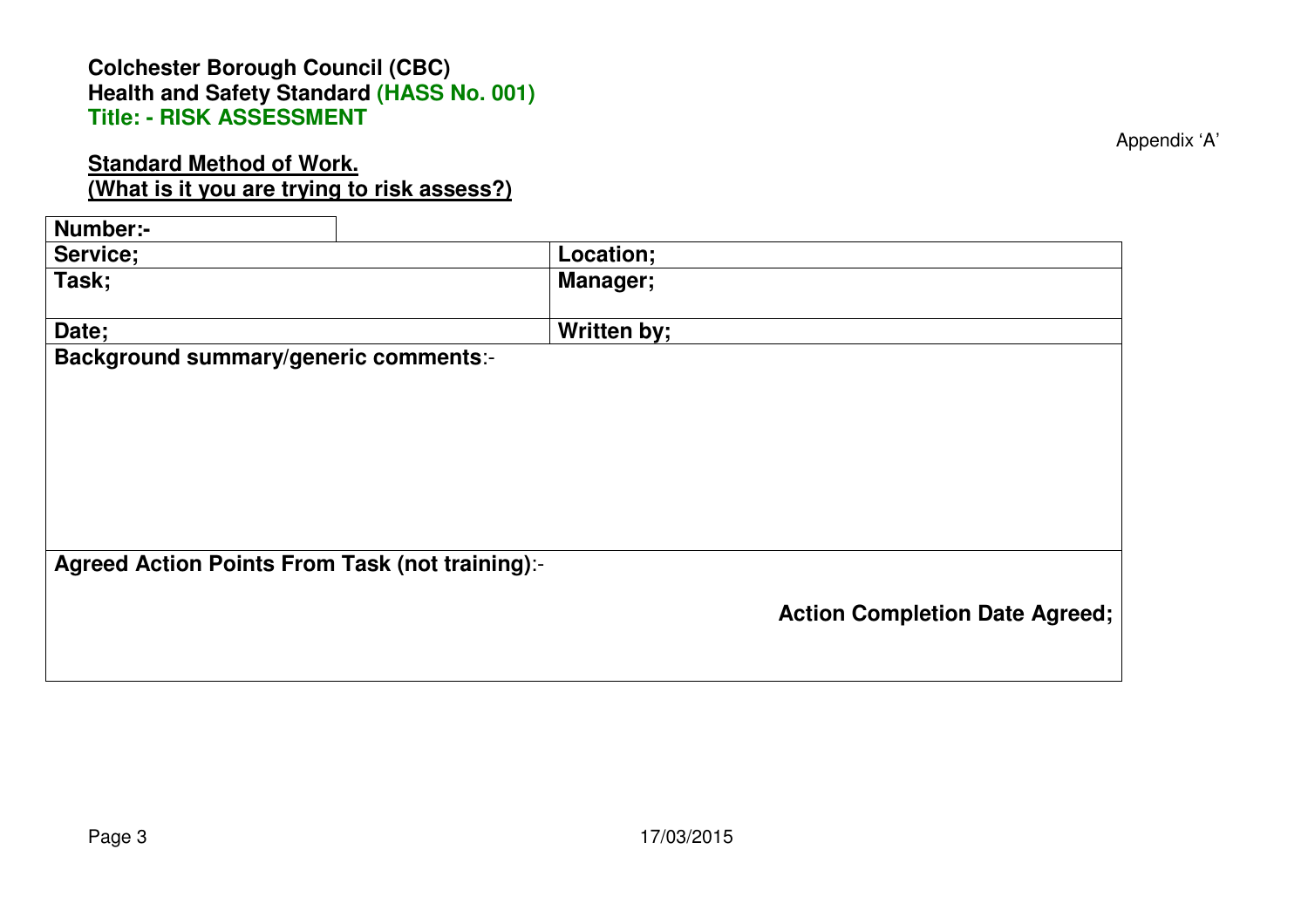**Colchester Borough Council (CBC)**
**Health and Safety Standard (HASS No. 001)**
**Title: - RISK ASSESSMENT**

Appendix 'A'

**Standard Method of Work.**
**(What is it you are trying to risk assess?)**

| **Number:-** | |
|---|---|
| **Service;** | **Location;** |
| **Task;** | **Manager;** |
| **Date;** | **Written by;** |
| **Background summary/generic comments**:- | |
| **Agreed Action Points From Task (not training)**:- | **Action Completion Date Agreed;** |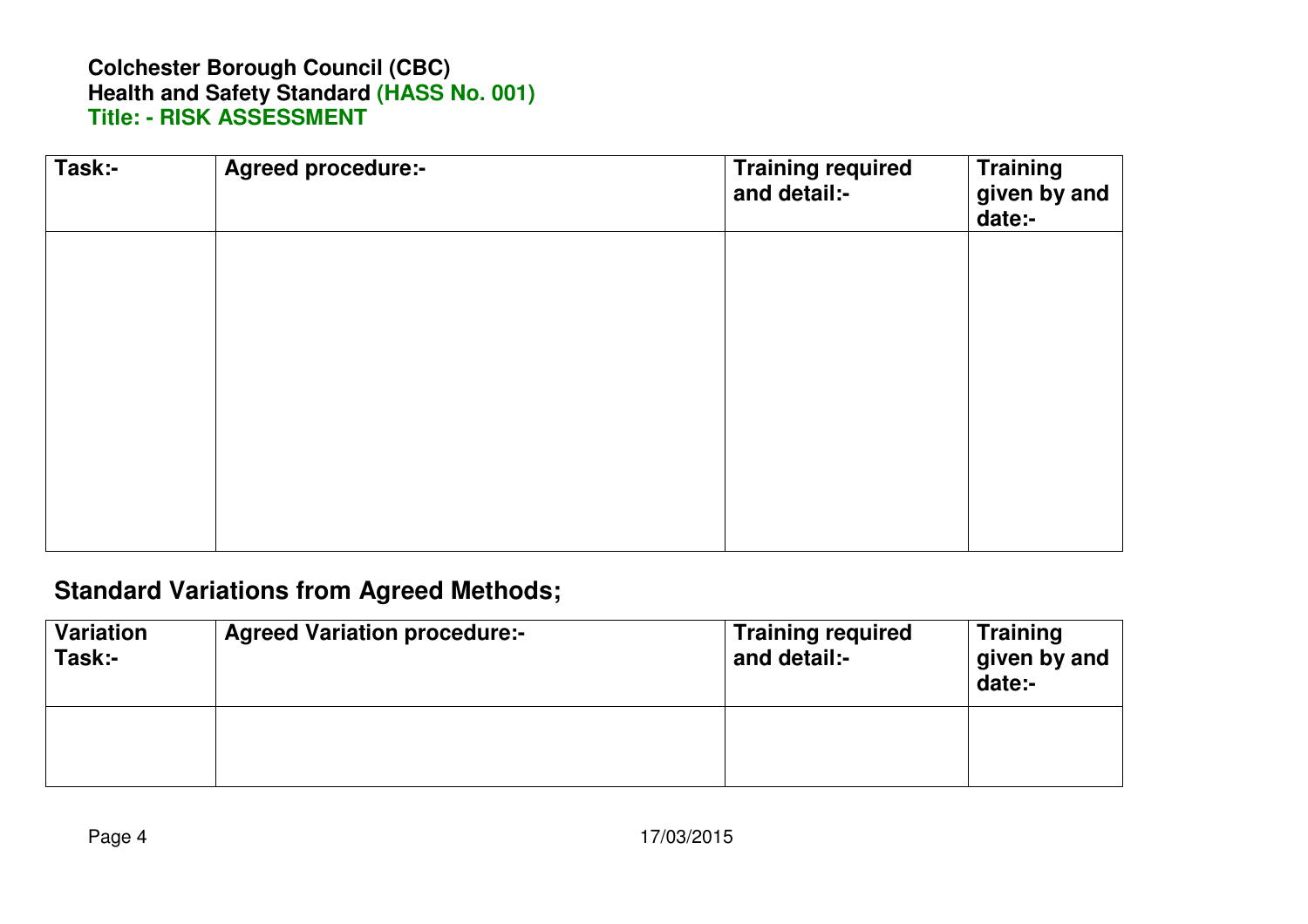**Colchester Borough Council (CBC)**
**Health and Safety Standard (HASS No. 001)**
**Title: - RISK ASSESSMENT**

| Task:- | Agreed procedure:- | Training required and detail:- | Training given by and date:- |
|---|---|---|---|
| | | | |

## Standard Variations from Agreed Methods;

| Variation Task:- | Agreed Variation procedure:- | Training required and detail:- | Training given by and date:- |
|---|---|---|---|
| | | | |

17/03/2015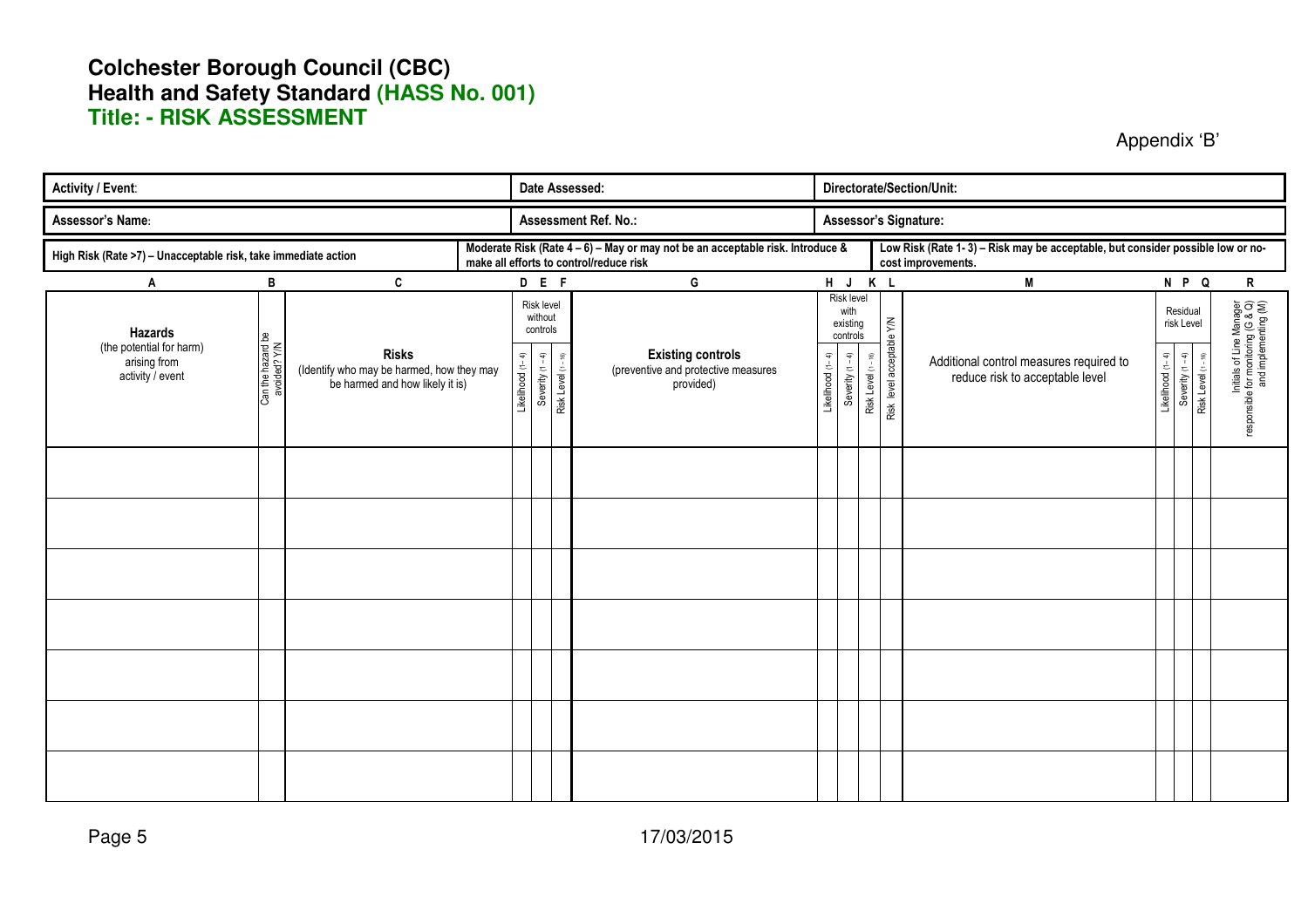# Colchester Borough Council (CBC)
## Health and Safety Standard (HASS No. 001)
## Title: - RISK ASSESSMENT

Appendix 'B'

| | | |
|---|---|---|
| **Activity / Event**: | **Date Assessed:** | **Directorate/Section/Unit:** |
| **Assessor's Name**: | **Assessment Ref. No.:** | **Assessor's Signature:** |
| **High Risk (Rate >7) – Unacceptable risk, take immediate action** | **Moderate Risk (Rate 4 – 6) – May or may not be an acceptable risk. Introduce & make all efforts to control/reduce risk** | **Low Risk (Rate 1- 3) – Risk may be acceptable, but consider possible low or no-cost improvements.** |

| A | B | C | D | E | F | G | H | J | K | L | M | N | P | Q | R |
|---|---|---|---|---|---|---|---|---|---|---|---|---|---|---|---|
| **Hazards** (the potential for harm) arising from activity / event | Can the hazard be avoided? Y/N | **Risks** (Identify who may be harmed, how they may be harmed and how likely it is) | Risk level without controls | | | **Existing controls** (preventive and protective measures provided) | Risk level with existing controls | | | Risk level acceptable Y/N | Additional control measures required to reduce risk to acceptable level | Residual risk Level | | | Initials of Line Manager responsible for monitoring (G & Q) and implementing (M) |
| | | | Likelihood (1 – 4) | Severity (1 – 4) | Risk Level (1 – 16) | | Likelihood (1 – 4) | Severity (1 – 4) | Risk Level (1 – 16) | | | Likelihood (1 – 4) | Severity (1 – 4) | Risk Level (1 – 16) | |
| | | | | | | | | | | | | | | | |
| | | | | | | | | | | | | | | | |
| | | | | | | | | | | | | | | | |
| | | | | | | | | | | | | | | | |
| | | | | | | | | | | | | | | | |
| | | | | | | | | | | | | | | | |
| | | | | | | | | | | | | | | | |

17/03/2015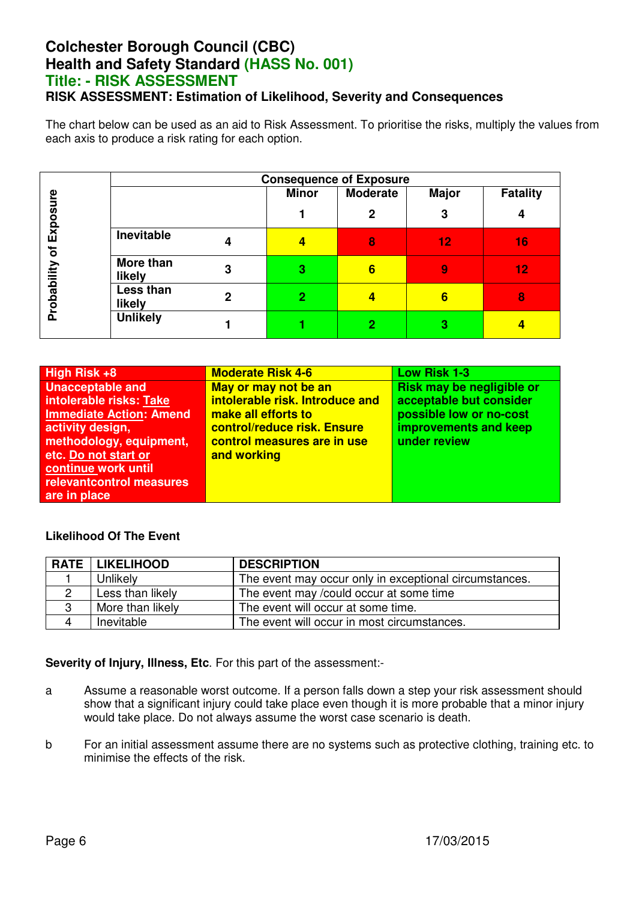# Colchester Borough Council (CBC)
# Health and Safety Standard (HASS No. 001)
## Title: - RISK ASSESSMENT
### RISK ASSESSMENT: Estimation of Likelihood, Severity and Consequences

The chart below can be used as an aid to Risk Assessment. To prioritise the risks, multiply the values from each axis to produce a risk rating for each option.

| Probability of Exposure | | | Consequence of Exposure | | | |
|---|---|---|---|---|---|---|
| | | | **Minor** | **Moderate** | **Major** | **Fatality** |
| | | | **1** | **2** | **3** | **4** |
| | **Inevitable** | **4** | **4** | **8** | **12** | **16** |
| | **More than likely** | **3** | **3** | **6** | **9** | **12** |
| | **Less than likely** | **2** | **2** | **4** | **6** | **8** |
| | **Unlikely** | **1** | **1** | **2** | **3** | **4** |

| High Risk +8 | Moderate Risk 4-6 | Low Risk 1-3 |
|---|---|---|
| **Unacceptable and intolerable risks: Take Immediate Action: Amend activity design, methodology, equipment, etc. Do not start or continue work until relevantcontrol measures are in place** | **May or may not be an intolerable risk. Introduce and make all efforts to control/reduce risk. Ensure control measures are in use and working** | **Risk may be negligible or acceptable but consider possible low or no-cost improvements and keep under review** |

**Likelihood Of The Event**

| RATE | LIKELIHOOD | DESCRIPTION |
|---|---|---|
| 1 | Unlikely | The event may occur only in exceptional circumstances. |
| 2 | Less than likely | The event may /could occur at some time |
| 3 | More than likely | The event will occur at some time. |
| 4 | Inevitable | The event will occur in most circumstances. |

**Severity of Injury, Illness, Etc**. For this part of the assessment:-

a Assume a reasonable worst outcome. If a person falls down a step your risk assessment should show that a significant injury could take place even though it is more probable that a minor injury would take place. Do not always assume the worst case scenario is death.

b For an initial assessment assume there are no systems such as protective clothing, training etc. to minimise the effects of the risk.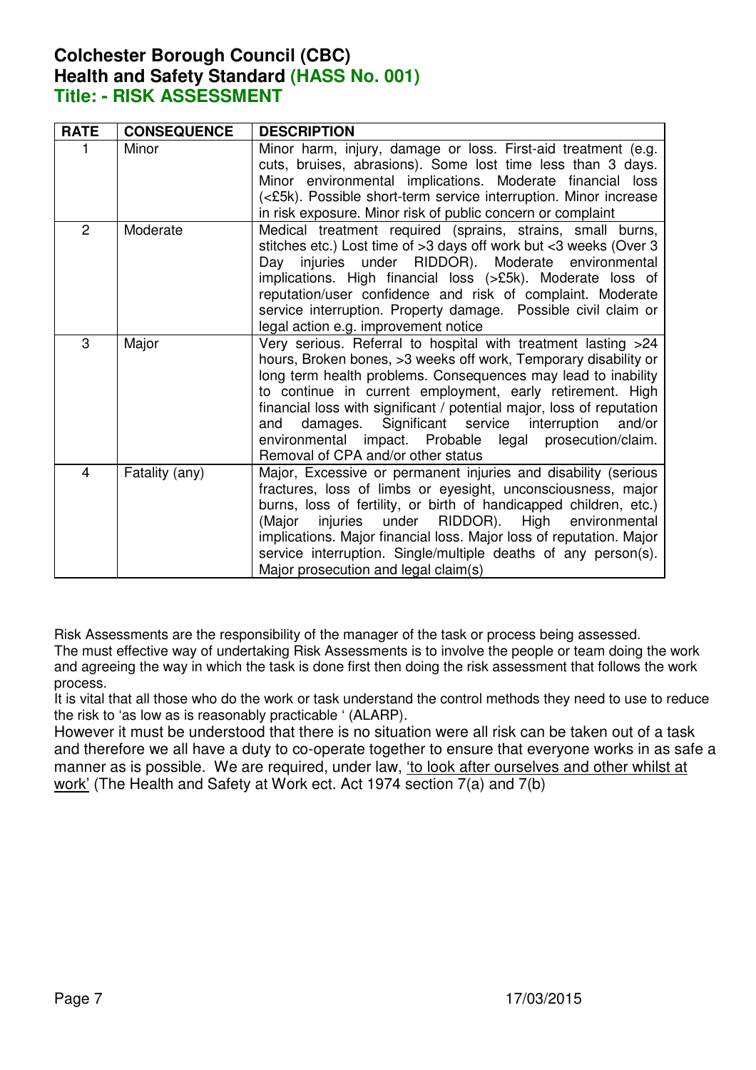**Colchester Borough Council (CBC)**
**Health and Safety Standard (HASS No. 001)**
**Title: - RISK ASSESSMENT**

| RATE | CONSEQUENCE | DESCRIPTION |
|---|---|---|
| 1 | Minor | Minor harm, injury, damage or loss. First-aid treatment (e.g. cuts, bruises, abrasions). Some lost time less than 3 days. Minor environmental implications. Moderate financial loss (<£5k). Possible short-term service interruption. Minor increase in risk exposure. Minor risk of public concern or complaint |
| 2 | Moderate | Medical treatment required (sprains, strains, small burns, stitches etc.) Lost time of >3 days off work but <3 weeks (Over 3 Day injuries under RIDDOR). Moderate environmental implications. High financial loss (>£5k). Moderate loss of reputation/user confidence and risk of complaint. Moderate service interruption. Property damage. Possible civil claim or legal action e.g. improvement notice |
| 3 | Major | Very serious. Referral to hospital with treatment lasting >24 hours, Broken bones, >3 weeks off work, Temporary disability or long term health problems. Consequences may lead to inability to continue in current employment, early retirement. High financial loss with significant / potential major, loss of reputation and damages. Significant service interruption and/or environmental impact. Probable legal prosecution/claim. Removal of CPA and/or other status |
| 4 | Fatality (any) | Major, Excessive or permanent injuries and disability (serious fractures, loss of limbs or eyesight, unconsciousness, major burns, loss of fertility, or birth of handicapped children, etc.) (Major injuries under RIDDOR). High environmental implications. Major financial loss. Major loss of reputation. Major service interruption. Single/multiple deaths of any person(s). Major prosecution and legal claim(s) |

Risk Assessments are the responsibility of the manager of the task or process being assessed.
The must effective way of undertaking Risk Assessments is to involve the people or team doing the work and agreeing the way in which the task is done first then doing the risk assessment that follows the work process.
It is vital that all those who do the work or task understand the control methods they need to use to reduce the risk to 'as low as is reasonably practicable ' (ALARP).

However it must be understood that there is no situation were all risk can be taken out of a task and therefore we all have a duty to co-operate together to ensure that everyone works in as safe a manner as is possible. We are required, under law, 'to look after ourselves and other whilst at work' (The Health and Safety at Work ect. Act 1974 section 7(a) and 7(b)